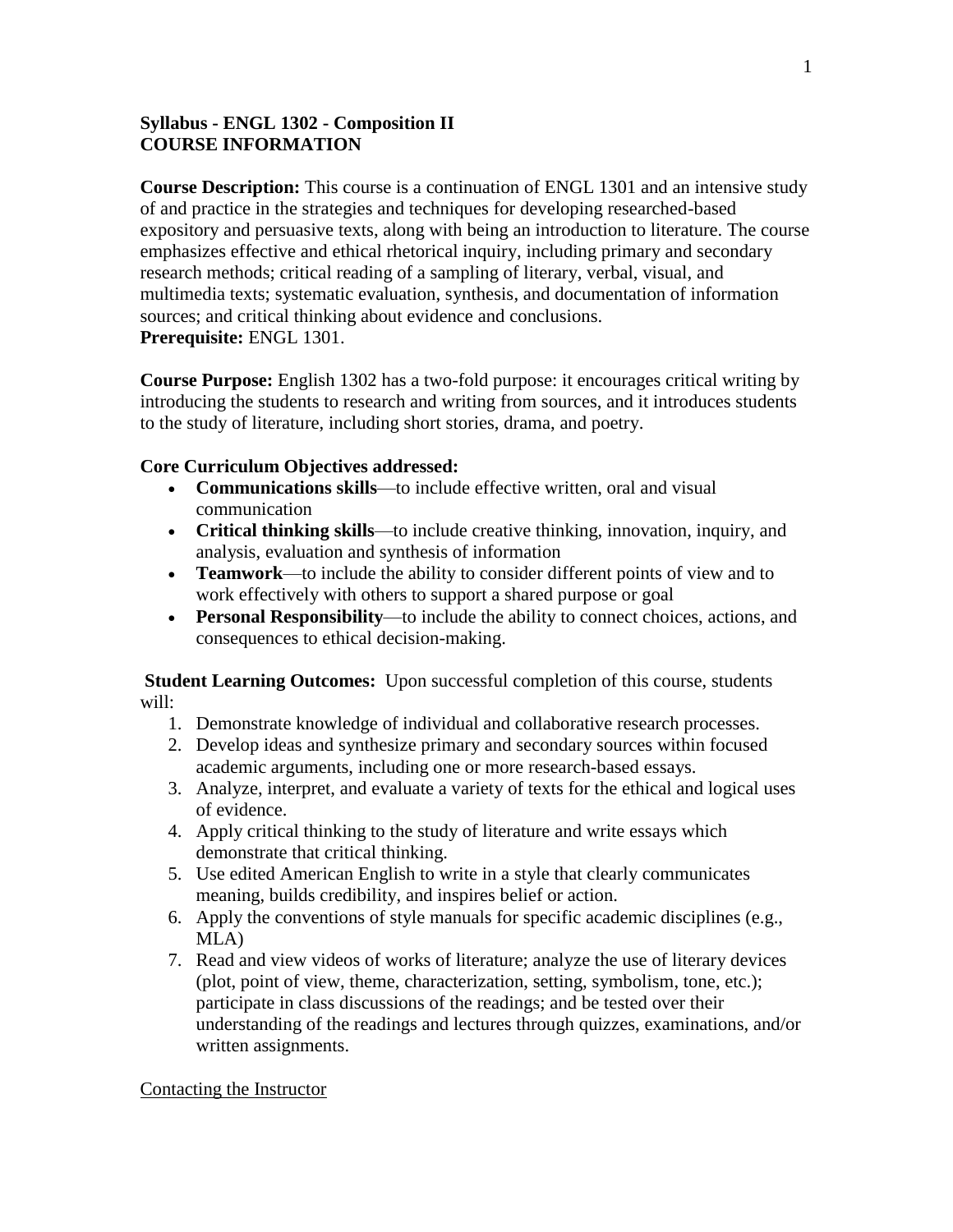**Syllabus - ENGL 1302 - Composition II**
**COURSE INFORMATION**

**Course Description:** This course is a continuation of ENGL 1301 and an intensive study of and practice in the strategies and techniques for developing researched-based expository and persuasive texts, along with being an introduction to literature. The course emphasizes effective and ethical rhetorical inquiry, including primary and secondary research methods; critical reading of a sampling of literary, verbal, visual, and multimedia texts; systematic evaluation, synthesis, and documentation of information sources; and critical thinking about evidence and conclusions.
**Prerequisite:** ENGL 1301.

**Course Purpose:** English 1302 has a two-fold purpose: it encourages critical writing by introducing the students to research and writing from sources, and it introduces students to the study of literature, including short stories, drama, and poetry.

**Core Curriculum Objectives addressed:**

- **Communications skills**—to include effective written, oral and visual communication
- **Critical thinking skills**—to include creative thinking, innovation, inquiry, and analysis, evaluation and synthesis of information
- **Teamwork**—to include the ability to consider different points of view and to work effectively with others to support a shared purpose or goal
- **Personal Responsibility**—to include the ability to connect choices, actions, and consequences to ethical decision-making.

**Student Learning Outcomes:** Upon successful completion of this course, students will:

1. Demonstrate knowledge of individual and collaborative research processes.
2. Develop ideas and synthesize primary and secondary sources within focused academic arguments, including one or more research-based essays.
3. Analyze, interpret, and evaluate a variety of texts for the ethical and logical uses of evidence.
4. Apply critical thinking to the study of literature and write essays which demonstrate that critical thinking.
5. Use edited American English to write in a style that clearly communicates meaning, builds credibility, and inspires belief or action.
6. Apply the conventions of style manuals for specific academic disciplines (e.g., MLA)
7. Read and view videos of works of literature; analyze the use of literary devices (plot, point of view, theme, characterization, setting, symbolism, tone, etc.); participate in class discussions of the readings; and be tested over their understanding of the readings and lectures through quizzes, examinations, and/or written assignments.

<u>Contacting the Instructor</u>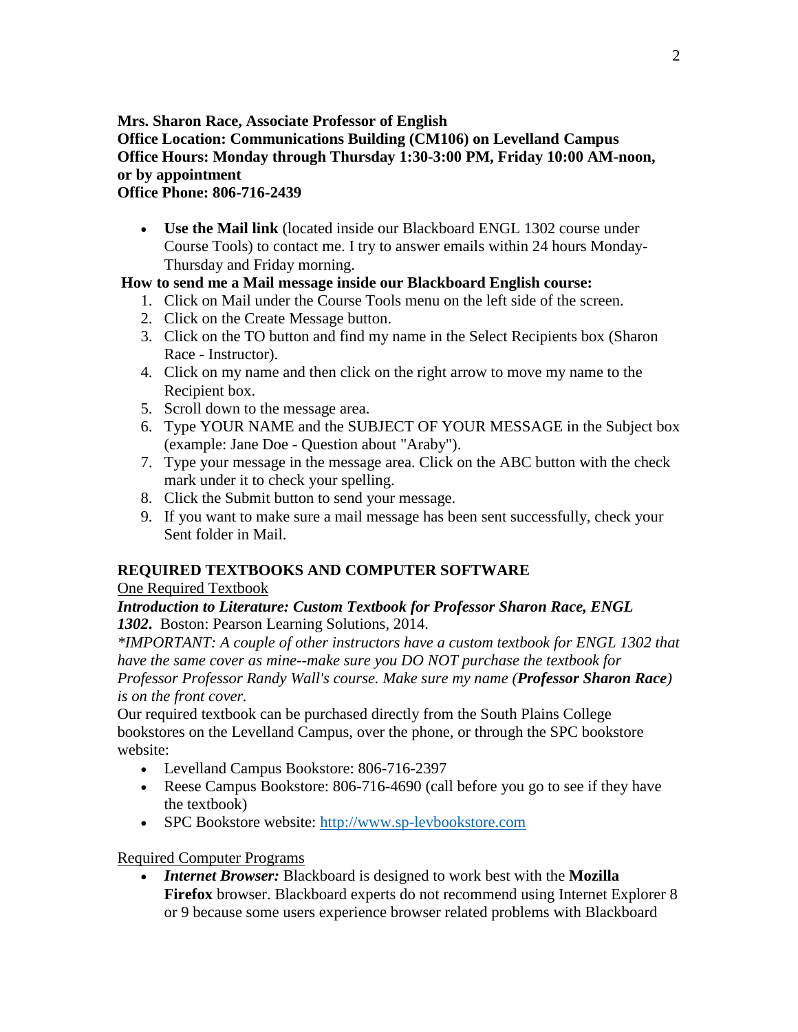**Mrs. Sharon Race, Associate Professor of English**
**Office Location: Communications Building (CM106) on Levelland Campus**
**Office Hours: Monday through Thursday 1:30-3:00 PM, Friday 10:00 AM-noon, or by appointment**
**Office Phone: 806-716-2439**

- **Use the Mail link** (located inside our Blackboard ENGL 1302 course under Course Tools) to contact me. I try to answer emails within 24 hours Monday-Thursday and Friday morning.

**How to send me a Mail message inside our Blackboard English course:**

1. Click on Mail under the Course Tools menu on the left side of the screen.
2. Click on the Create Message button.
3. Click on the TO button and find my name in the Select Recipients box (Sharon Race - Instructor).
4. Click on my name and then click on the right arrow to move my name to the Recipient box.
5. Scroll down to the message area.
6. Type YOUR NAME and the SUBJECT OF YOUR MESSAGE in the Subject box (example: Jane Doe - Question about "Araby").
7. Type your message in the message area. Click on the ABC button with the check mark under it to check your spelling.
8. Click the Submit button to send your message.
9. If you want to make sure a mail message has been sent successfully, check your Sent folder in Mail.

## REQUIRED TEXTBOOKS AND COMPUTER SOFTWARE

<u>One Required Textbook</u>

***Introduction to Literature: Custom Textbook for Professor Sharon Race, ENGL 1302.*** Boston: Pearson Learning Solutions, 2014.

*\*IMPORTANT: A couple of other instructors have a custom textbook for ENGL 1302 that have the same cover as mine--make sure you DO NOT purchase the textbook for Professor Professor Randy Wall's course. Make sure my name (**Professor Sharon Race**) is on the front cover.*

Our required textbook can be purchased directly from the South Plains College bookstores on the Levelland Campus, over the phone, or through the SPC bookstore website:

- Levelland Campus Bookstore: 806-716-2397
- Reese Campus Bookstore: 806-716-4690 (call before you go to see if they have the textbook)
- SPC Bookstore website: http://www.sp-levbookstore.com

<u>Required Computer Programs</u>

- ***Internet Browser:*** Blackboard is designed to work best with the **Mozilla Firefox** browser. Blackboard experts do not recommend using Internet Explorer 8 or 9 because some users experience browser related problems with Blackboard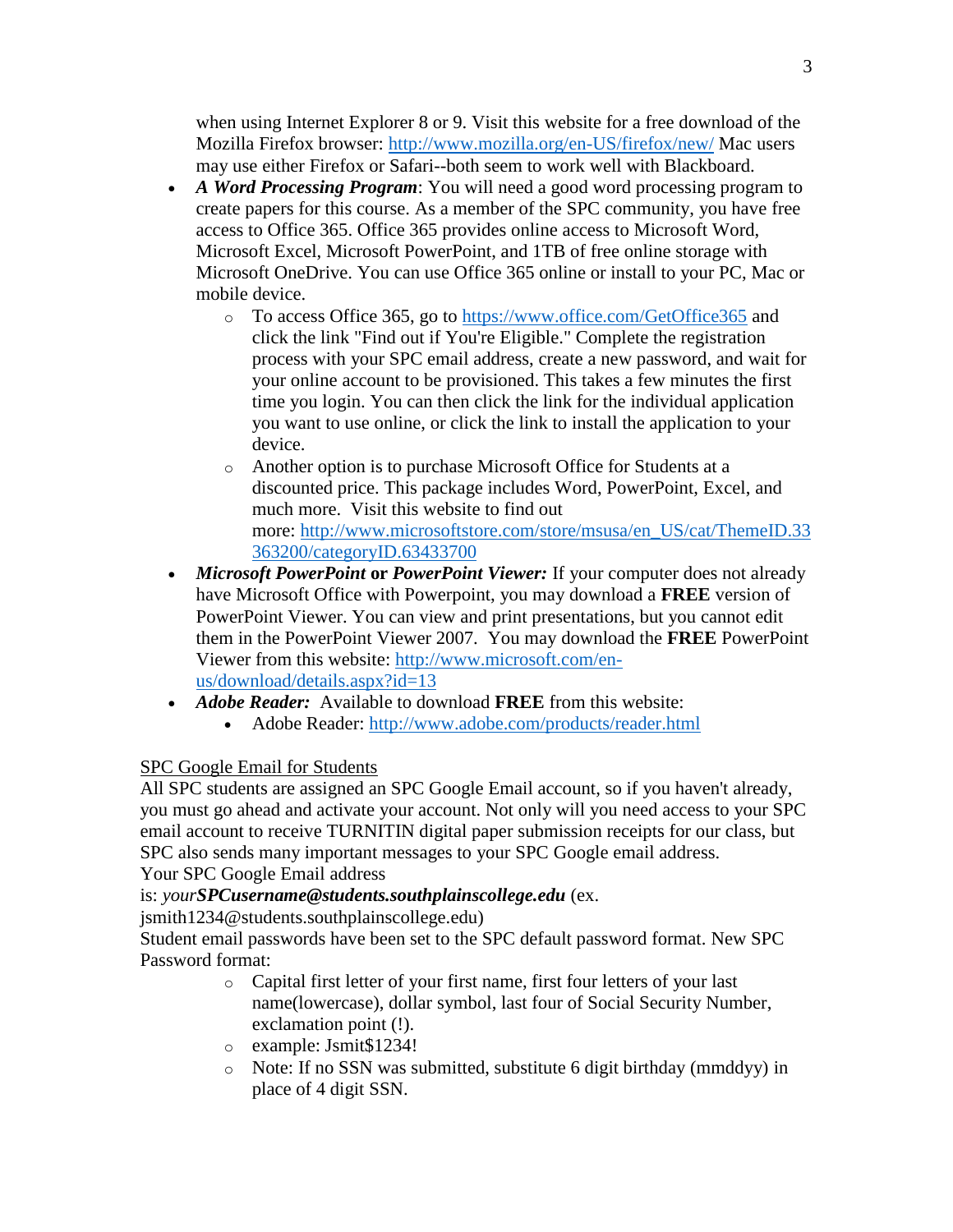when using Internet Explorer 8 or 9. Visit this website for a free download of the Mozilla Firefox browser: http://www.mozilla.org/en-US/firefox/new/ Mac users may use either Firefox or Safari--both seem to work well with Blackboard.

- ***A Word Processing Program***: You will need a good word processing program to create papers for this course. As a member of the SPC community, you have free access to Office 365. Office 365 provides online access to Microsoft Word, Microsoft Excel, Microsoft PowerPoint, and 1TB of free online storage with Microsoft OneDrive. You can use Office 365 online or install to your PC, Mac or mobile device.
    - To access Office 365, go to https://www.office.com/GetOffice365 and click the link "Find out if You're Eligible." Complete the registration process with your SPC email address, create a new password, and wait for your online account to be provisioned. This takes a few minutes the first time you login. You can then click the link for the individual application you want to use online, or click the link to install the application to your device.
    - Another option is to purchase Microsoft Office for Students at a discounted price. This package includes Word, PowerPoint, Excel, and much more. Visit this website to find out more: http://www.microsoftstore.com/store/msusa/en_US/cat/ThemeID.33363200/categoryID.63433700
- ***Microsoft PowerPoint*** **or** ***PowerPoint Viewer:*** If your computer does not already have Microsoft Office with Powerpoint, you may download a **FREE** version of PowerPoint Viewer. You can view and print presentations, but you cannot edit them in the PowerPoint Viewer 2007. You may download the **FREE** PowerPoint Viewer from this website: http://www.microsoft.com/en-us/download/details.aspx?id=13
- ***Adobe Reader:*** Available to download **FREE** from this website:
    - Adobe Reader: http://www.adobe.com/products/reader.html

SPC Google Email for Students

All SPC students are assigned an SPC Google Email account, so if you haven't already, you must go ahead and activate your account. Not only will you need access to your SPC email account to receive TURNITIN digital paper submission receipts for our class, but SPC also sends many important messages to your SPC Google email address.
Your SPC Google Email address is: *your**SPCusername@students.southplainscollege.edu*** (ex. jsmith1234@students.southplainscollege.edu)
Student email passwords have been set to the SPC default password format. New SPC Password format:

- Capital first letter of your first name, first four letters of your last name(lowercase), dollar symbol, last four of Social Security Number, exclamation point (!).
- example: Jsmit$1234!
- Note: If no SSN was submitted, substitute 6 digit birthday (mmddyy) in place of 4 digit SSN.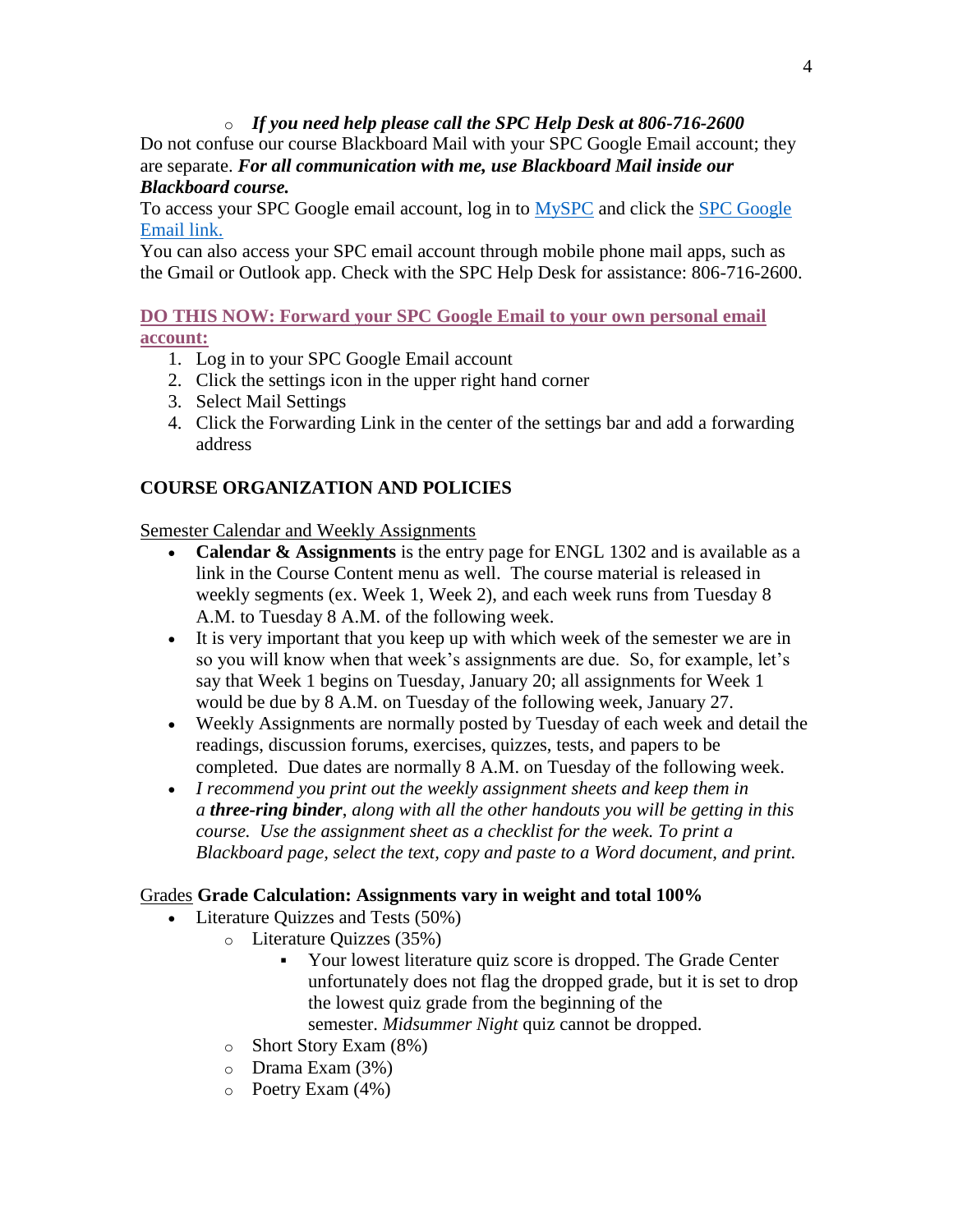- ***If you need help please call the SPC Help Desk at 806-716-2600***

Do not confuse our course Blackboard Mail with your SPC Google Email account; they are separate. ***For all communication with me, use Blackboard Mail inside our Blackboard course.***

To access your SPC Google email account, log in to MySPC and click the SPC Google Email link.

You can also access your SPC email account through mobile phone mail apps, such as the Gmail or Outlook app. Check with the SPC Help Desk for assistance: 806-716-2600.

**DO THIS NOW: Forward your SPC Google Email to your own personal email account:**

1. Log in to your SPC Google Email account
2. Click the settings icon in the upper right hand corner
3. Select Mail Settings
4. Click the Forwarding Link in the center of the settings bar and add a forwarding address

## COURSE ORGANIZATION AND POLICIES

Semester Calendar and Weekly Assignments

- **Calendar & Assignments** is the entry page for ENGL 1302 and is available as a link in the Course Content menu as well. The course material is released in weekly segments (ex. Week 1, Week 2), and each week runs from Tuesday 8 A.M. to Tuesday 8 A.M. of the following week.
- It is very important that you keep up with which week of the semester we are in so you will know when that week's assignments are due. So, for example, let's say that Week 1 begins on Tuesday, January 20; all assignments for Week 1 would be due by 8 A.M. on Tuesday of the following week, January 27.
- Weekly Assignments are normally posted by Tuesday of each week and detail the readings, discussion forums, exercises, quizzes, tests, and papers to be completed. Due dates are normally 8 A.M. on Tuesday of the following week.
- *I recommend you print out the weekly assignment sheets and keep them in a **three-ring binder**, along with all the other handouts you will be getting in this course. Use the assignment sheet as a checklist for the week. To print a Blackboard page, select the text, copy and paste to a Word document, and print.*

Grades **Grade Calculation: Assignments vary in weight and total 100%**

- Literature Quizzes and Tests (50%)
  - Literature Quizzes (35%)
    - Your lowest literature quiz score is dropped. The Grade Center unfortunately does not flag the dropped grade, but it is set to drop the lowest quiz grade from the beginning of the semester. *Midsummer Night* quiz cannot be dropped.
  - Short Story Exam (8%)
  - Drama Exam (3%)
  - Poetry Exam (4%)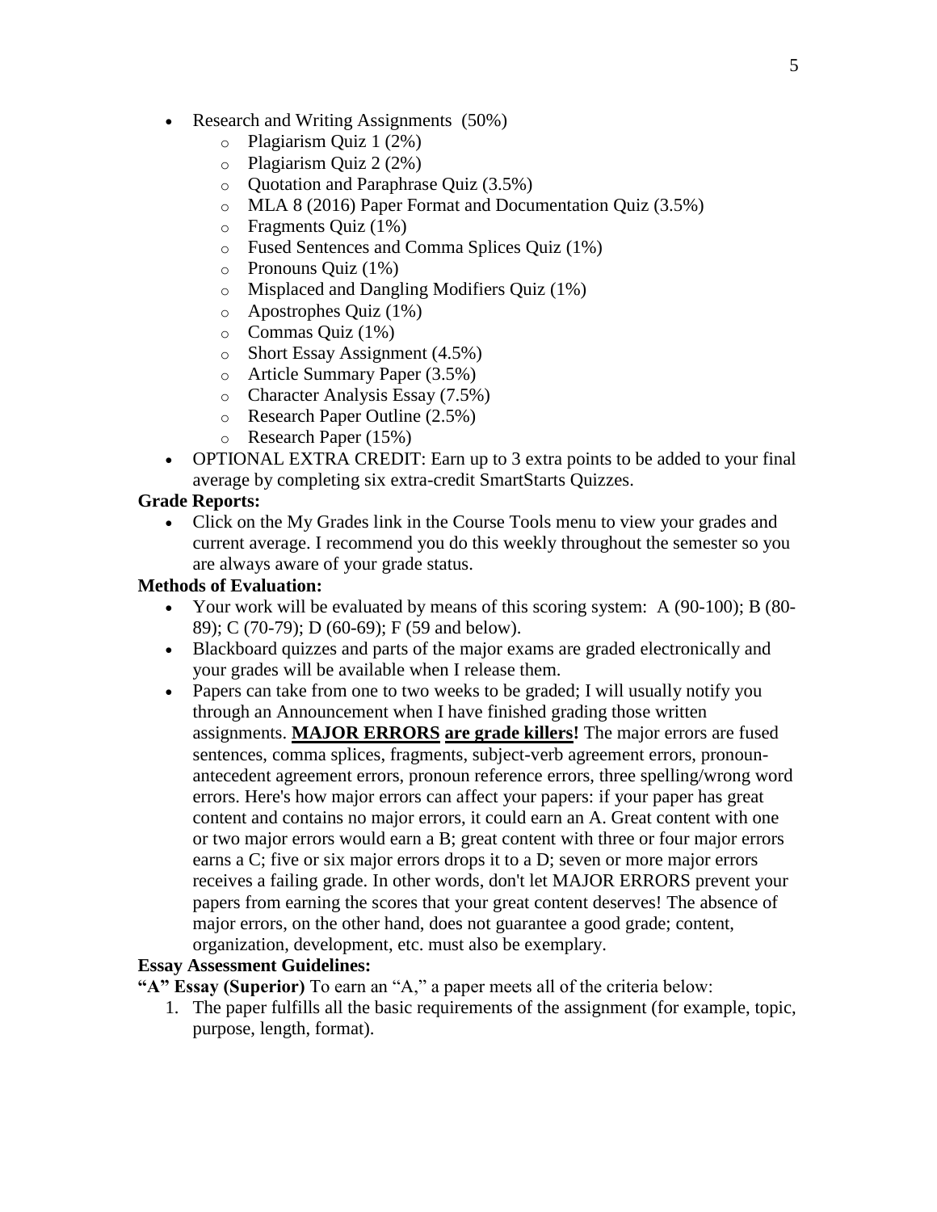- Research and Writing Assignments (50%)
    - Plagiarism Quiz 1 (2%)
    - Plagiarism Quiz 2 (2%)
    - Quotation and Paraphrase Quiz (3.5%)
    - MLA 8 (2016) Paper Format and Documentation Quiz (3.5%)
    - Fragments Quiz (1%)
    - Fused Sentences and Comma Splices Quiz (1%)
    - Pronouns Quiz (1%)
    - Misplaced and Dangling Modifiers Quiz (1%)
    - Apostrophes Quiz (1%)
    - Commas Quiz (1%)
    - Short Essay Assignment (4.5%)
    - Article Summary Paper (3.5%)
    - Character Analysis Essay (7.5%)
    - Research Paper Outline (2.5%)
    - Research Paper (15%)
- OPTIONAL EXTRA CREDIT: Earn up to 3 extra points to be added to your final average by completing six extra-credit SmartStarts Quizzes.

**Grade Reports:**

- Click on the My Grades link in the Course Tools menu to view your grades and current average. I recommend you do this weekly throughout the semester so you are always aware of your grade status.

**Methods of Evaluation:**

- Your work will be evaluated by means of this scoring system: A (90-100); B (80-89); C (70-79); D (60-69); F (59 and below).
- Blackboard quizzes and parts of the major exams are graded electronically and your grades will be available when I release them.
- Papers can take from one to two weeks to be graded; I will usually notify you through an Announcement when I have finished grading those written assignments. **<u>MAJOR ERRORS</u> <u>are grade killers</u>!** The major errors are fused sentences, comma splices, fragments, subject-verb agreement errors, pronoun-antecedent agreement errors, pronoun reference errors, three spelling/wrong word errors. Here's how major errors can affect your papers: if your paper has great content and contains no major errors, it could earn an A. Great content with one or two major errors would earn a B; great content with three or four major errors earns a C; five or six major errors drops it to a D; seven or more major errors receives a failing grade. In other words, don't let MAJOR ERRORS prevent your papers from earning the scores that your great content deserves! The absence of major errors, on the other hand, does not guarantee a good grade; content, organization, development, etc. must also be exemplary.

**Essay Assessment Guidelines:**

**"A" Essay (Superior)** To earn an "A," a paper meets all of the criteria below:

1. The paper fulfills all the basic requirements of the assignment (for example, topic, purpose, length, format).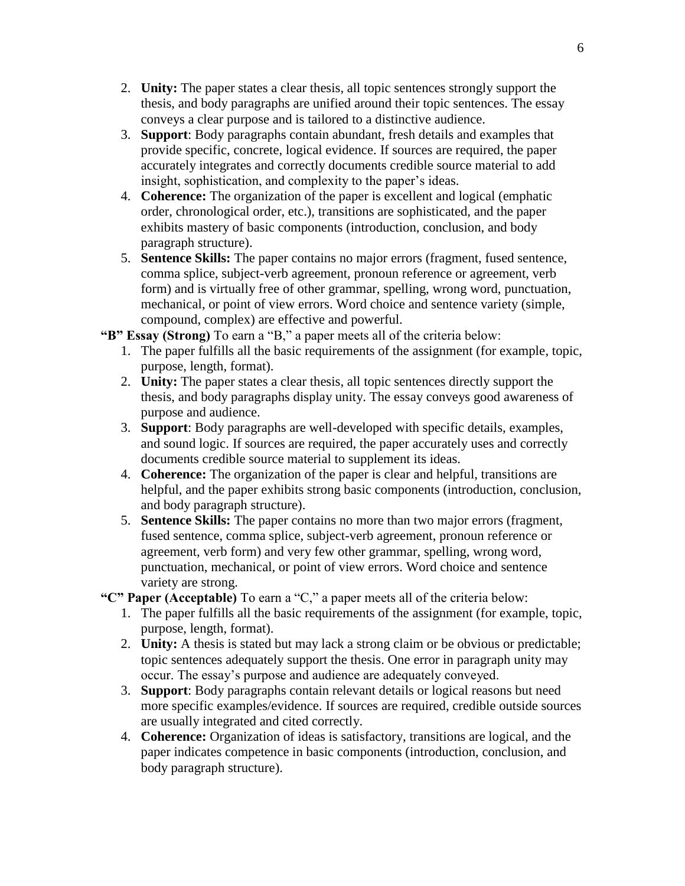2. **Unity:** The paper states a clear thesis, all topic sentences strongly support the thesis, and body paragraphs are unified around their topic sentences. The essay conveys a clear purpose and is tailored to a distinctive audience.
3. **Support**: Body paragraphs contain abundant, fresh details and examples that provide specific, concrete, logical evidence. If sources are required, the paper accurately integrates and correctly documents credible source material to add insight, sophistication, and complexity to the paper's ideas.
4. **Coherence:** The organization of the paper is excellent and logical (emphatic order, chronological order, etc.), transitions are sophisticated, and the paper exhibits mastery of basic components (introduction, conclusion, and body paragraph structure).
5. **Sentence Skills:** The paper contains no major errors (fragment, fused sentence, comma splice, subject-verb agreement, pronoun reference or agreement, verb form) and is virtually free of other grammar, spelling, wrong word, punctuation, mechanical, or point of view errors. Word choice and sentence variety (simple, compound, complex) are effective and powerful.

**"B" Essay (Strong)** To earn a "B," a paper meets all of the criteria below:

1. The paper fulfills all the basic requirements of the assignment (for example, topic, purpose, length, format).
2. **Unity:** The paper states a clear thesis, all topic sentences directly support the thesis, and body paragraphs display unity. The essay conveys good awareness of purpose and audience.
3. **Support**: Body paragraphs are well-developed with specific details, examples, and sound logic. If sources are required, the paper accurately uses and correctly documents credible source material to supplement its ideas.
4. **Coherence:** The organization of the paper is clear and helpful, transitions are helpful, and the paper exhibits strong basic components (introduction, conclusion, and body paragraph structure).
5. **Sentence Skills:** The paper contains no more than two major errors (fragment, fused sentence, comma splice, subject-verb agreement, pronoun reference or agreement, verb form) and very few other grammar, spelling, wrong word, punctuation, mechanical, or point of view errors. Word choice and sentence variety are strong.

**"C" Paper (Acceptable)** To earn a "C," a paper meets all of the criteria below:

1. The paper fulfills all the basic requirements of the assignment (for example, topic, purpose, length, format).
2. **Unity:** A thesis is stated but may lack a strong claim or be obvious or predictable; topic sentences adequately support the thesis. One error in paragraph unity may occur. The essay's purpose and audience are adequately conveyed.
3. **Support**: Body paragraphs contain relevant details or logical reasons but need more specific examples/evidence. If sources are required, credible outside sources are usually integrated and cited correctly.
4. **Coherence:** Organization of ideas is satisfactory, transitions are logical, and the paper indicates competence in basic components (introduction, conclusion, and body paragraph structure).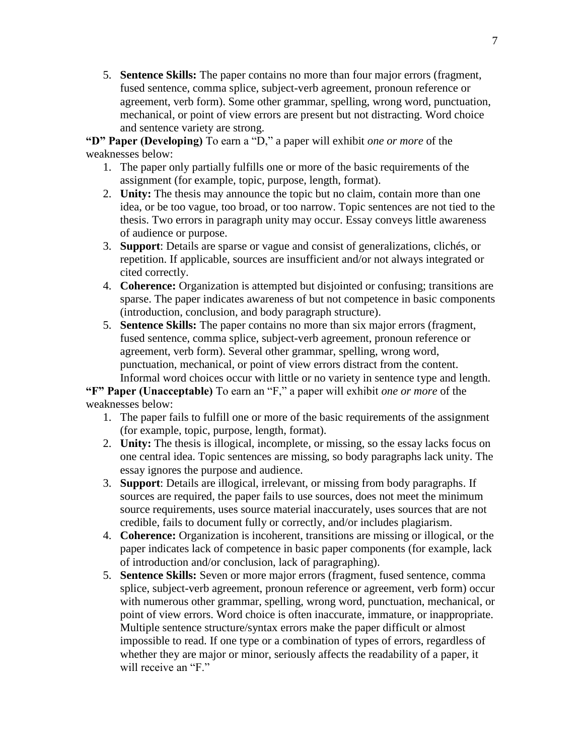5. **Sentence Skills:** The paper contains no more than four major errors (fragment, fused sentence, comma splice, subject-verb agreement, pronoun reference or agreement, verb form). Some other grammar, spelling, wrong word, punctuation, mechanical, or point of view errors are present but not distracting. Word choice and sentence variety are strong.

**"D" Paper (Developing)** To earn a "D," a paper will exhibit *one or more* of the weaknesses below:

1. The paper only partially fulfills one or more of the basic requirements of the assignment (for example, topic, purpose, length, format).
2. **Unity:** The thesis may announce the topic but no claim, contain more than one idea, or be too vague, too broad, or too narrow. Topic sentences are not tied to the thesis. Two errors in paragraph unity may occur. Essay conveys little awareness of audience or purpose.
3. **Support**: Details are sparse or vague and consist of generalizations, clichés, or repetition. If applicable, sources are insufficient and/or not always integrated or cited correctly.
4. **Coherence:** Organization is attempted but disjointed or confusing; transitions are sparse. The paper indicates awareness of but not competence in basic components (introduction, conclusion, and body paragraph structure).
5. **Sentence Skills:** The paper contains no more than six major errors (fragment, fused sentence, comma splice, subject-verb agreement, pronoun reference or agreement, verb form). Several other grammar, spelling, wrong word, punctuation, mechanical, or point of view errors distract from the content. Informal word choices occur with little or no variety in sentence type and length.

**"F" Paper (Unacceptable)** To earn an "F," a paper will exhibit *one or more* of the weaknesses below:

1. The paper fails to fulfill one or more of the basic requirements of the assignment (for example, topic, purpose, length, format).
2. **Unity:** The thesis is illogical, incomplete, or missing, so the essay lacks focus on one central idea. Topic sentences are missing, so body paragraphs lack unity. The essay ignores the purpose and audience.
3. **Support**: Details are illogical, irrelevant, or missing from body paragraphs. If sources are required, the paper fails to use sources, does not meet the minimum source requirements, uses source material inaccurately, uses sources that are not credible, fails to document fully or correctly, and/or includes plagiarism.
4. **Coherence:** Organization is incoherent, transitions are missing or illogical, or the paper indicates lack of competence in basic paper components (for example, lack of introduction and/or conclusion, lack of paragraphing).
5. **Sentence Skills:** Seven or more major errors (fragment, fused sentence, comma splice, subject-verb agreement, pronoun reference or agreement, verb form) occur with numerous other grammar, spelling, wrong word, punctuation, mechanical, or point of view errors. Word choice is often inaccurate, immature, or inappropriate. Multiple sentence structure/syntax errors make the paper difficult or almost impossible to read. If one type or a combination of types of errors, regardless of whether they are major or minor, seriously affects the readability of a paper, it will receive an "F."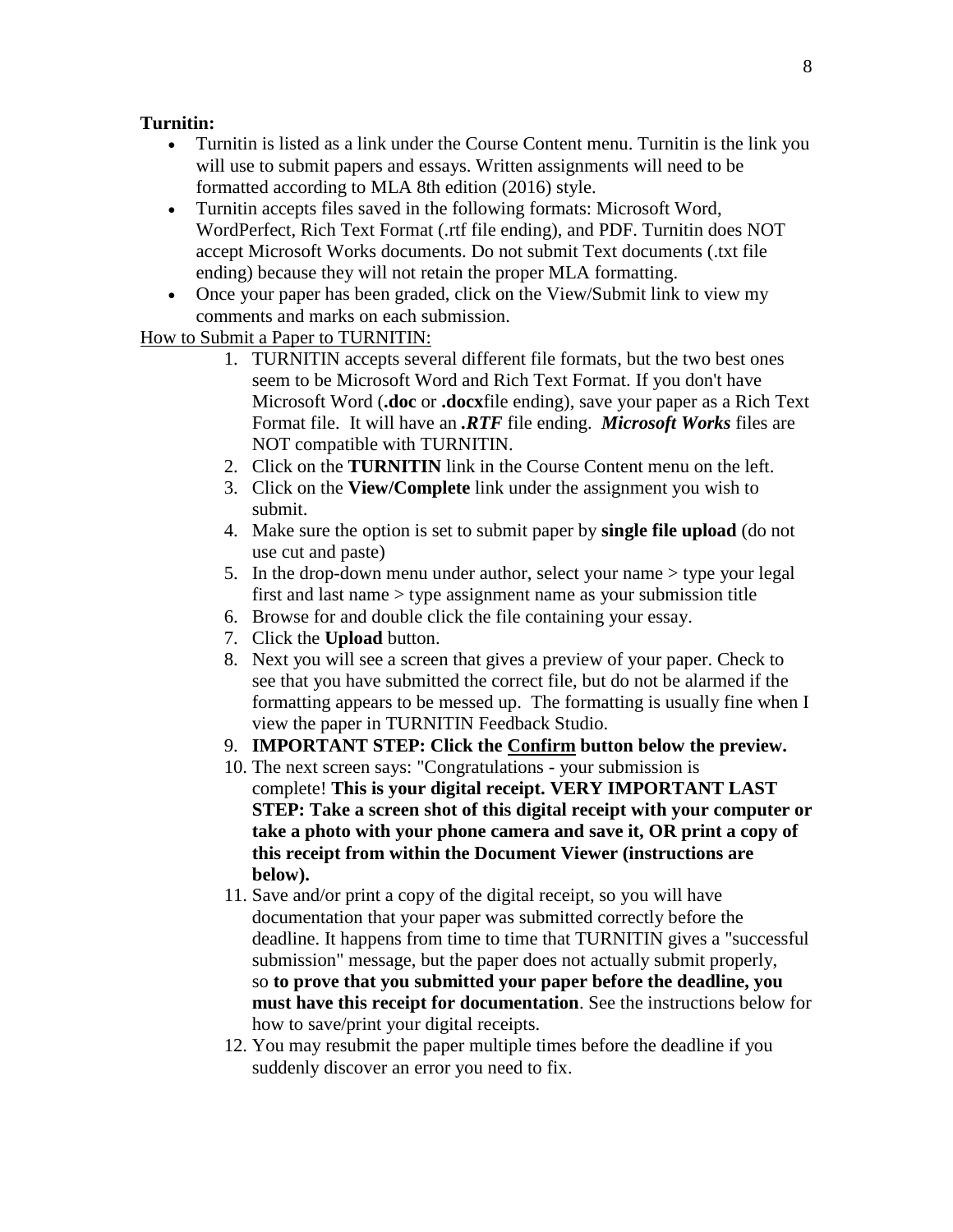**Turnitin:**

- Turnitin is listed as a link under the Course Content menu. Turnitin is the link you will use to submit papers and essays. Written assignments will need to be formatted according to MLA 8th edition (2016) style.
- Turnitin accepts files saved in the following formats: Microsoft Word, WordPerfect, Rich Text Format (.rtf file ending), and PDF. Turnitin does NOT accept Microsoft Works documents. Do not submit Text documents (.txt file ending) because they will not retain the proper MLA formatting.
- Once your paper has been graded, click on the View/Submit link to view my comments and marks on each submission.

<u>How to Submit a Paper to TURNITIN:</u>

1. TURNITIN accepts several different file formats, but the two best ones seem to be Microsoft Word and Rich Text Format. If you don't have Microsoft Word (**.doc** or **.docx**file ending), save your paper as a Rich Text Format file. It will have an ***.RTF*** file ending. ***Microsoft Works*** files are NOT compatible with TURNITIN.
2. Click on the **TURNITIN** link in the Course Content menu on the left.
3. Click on the **View/Complete** link under the assignment you wish to submit.
4. Make sure the option is set to submit paper by **single file upload** (do not use cut and paste)
5. In the drop-down menu under author, select your name > type your legal first and last name > type assignment name as your submission title
6. Browse for and double click the file containing your essay.
7. Click the **Upload** button.
8. Next you will see a screen that gives a preview of your paper. Check to see that you have submitted the correct file, but do not be alarmed if the formatting appears to be messed up. The formatting is usually fine when I view the paper in TURNITIN Feedback Studio.
9. **IMPORTANT STEP: Click the <u>Confirm</u> button below the preview.**
10. The next screen says: "Congratulations - your submission is complete! **This is your digital receipt. VERY IMPORTANT LAST STEP: Take a screen shot of this digital receipt with your computer or take a photo with your phone camera and save it, OR print a copy of this receipt from within the Document Viewer (instructions are below).**
11. Save and/or print a copy of the digital receipt, so you will have documentation that your paper was submitted correctly before the deadline. It happens from time to time that TURNITIN gives a "successful submission" message, but the paper does not actually submit properly, so **to prove that you submitted your paper before the deadline, you must have this receipt for documentation**. See the instructions below for how to save/print your digital receipts.
12. You may resubmit the paper multiple times before the deadline if you suddenly discover an error you need to fix.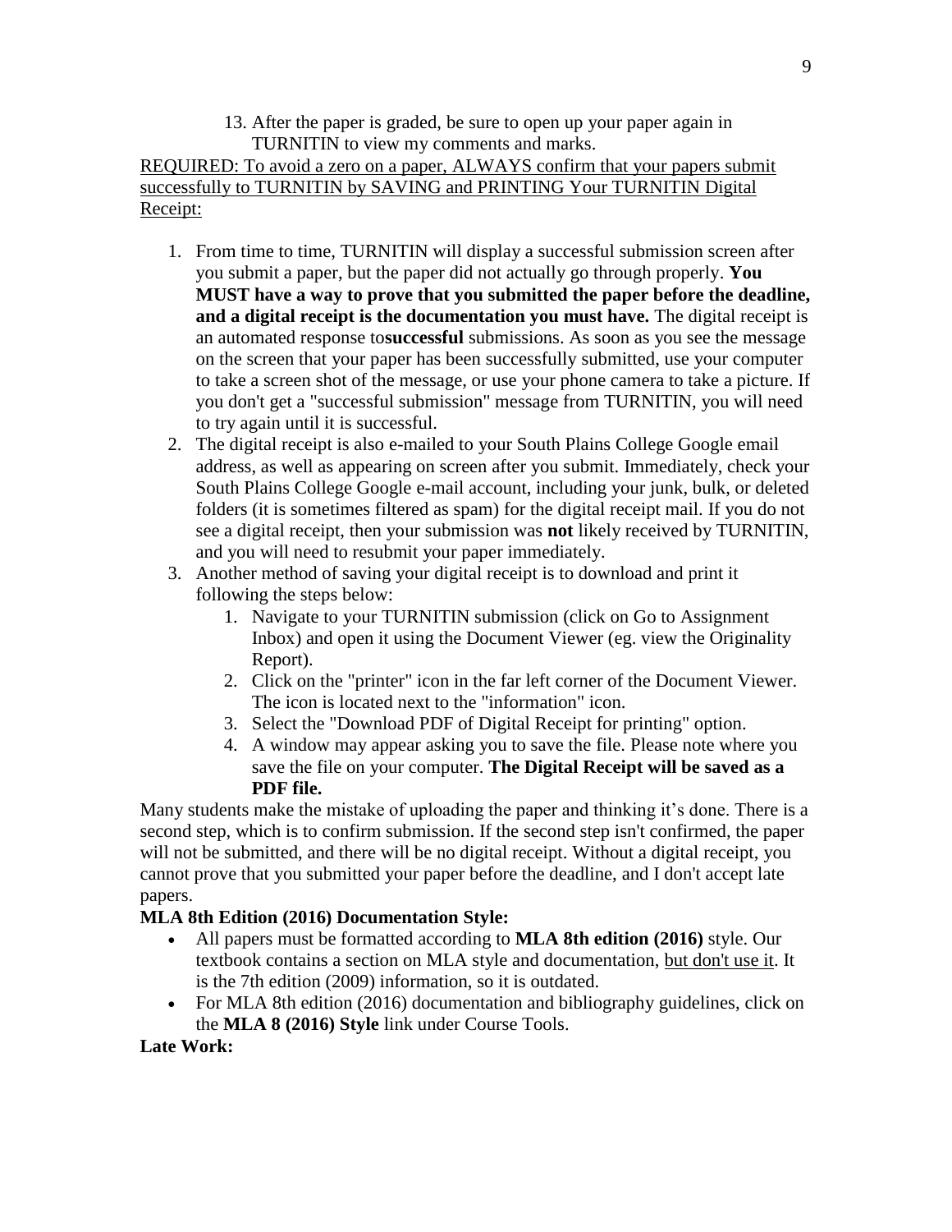13. After the paper is graded, be sure to open up your paper again in TURNITIN to view my comments and marks.

<u>REQUIRED: To avoid a zero on a paper, ALWAYS confirm that your papers submit successfully to TURNITIN by SAVING and PRINTING Your TURNITIN Digital Receipt:</u>

1. From time to time, TURNITIN will display a successful submission screen after you submit a paper, but the paper did not actually go through properly. **You MUST have a way to prove that you submitted the paper before the deadline, and a digital receipt is the documentation you must have.** The digital receipt is an automated response to**successful** submissions. As soon as you see the message on the screen that your paper has been successfully submitted, use your computer to take a screen shot of the message, or use your phone camera to take a picture. If you don't get a "successful submission" message from TURNITIN, you will need to try again until it is successful.
2. The digital receipt is also e-mailed to your South Plains College Google email address, as well as appearing on screen after you submit. Immediately, check your South Plains College Google e-mail account, including your junk, bulk, or deleted folders (it is sometimes filtered as spam) for the digital receipt mail. If you do not see a digital receipt, then your submission was **not** likely received by TURNITIN, and you will need to resubmit your paper immediately.
3. Another method of saving your digital receipt is to download and print it following the steps below:
    1. Navigate to your TURNITIN submission (click on Go to Assignment Inbox) and open it using the Document Viewer (eg. view the Originality Report).
    2. Click on the "printer" icon in the far left corner of the Document Viewer. The icon is located next to the "information" icon.
    3. Select the "Download PDF of Digital Receipt for printing" option.
    4. A window may appear asking you to save the file. Please note where you save the file on your computer. **The Digital Receipt will be saved as a PDF file.**

Many students make the mistake of uploading the paper and thinking it's done. There is a second step, which is to confirm submission. If the second step isn't confirmed, the paper will not be submitted, and there will be no digital receipt. Without a digital receipt, you cannot prove that you submitted your paper before the deadline, and I don't accept late papers.

**MLA 8th Edition (2016) Documentation Style:**

- All papers must be formatted according to **MLA 8th edition (2016)** style. Our textbook contains a section on MLA style and documentation, <u>but don't use it</u>. It is the 7th edition (2009) information, so it is outdated.
- For MLA 8th edition (2016) documentation and bibliography guidelines, click on the **MLA 8 (2016) Style** link under Course Tools.

**Late Work:**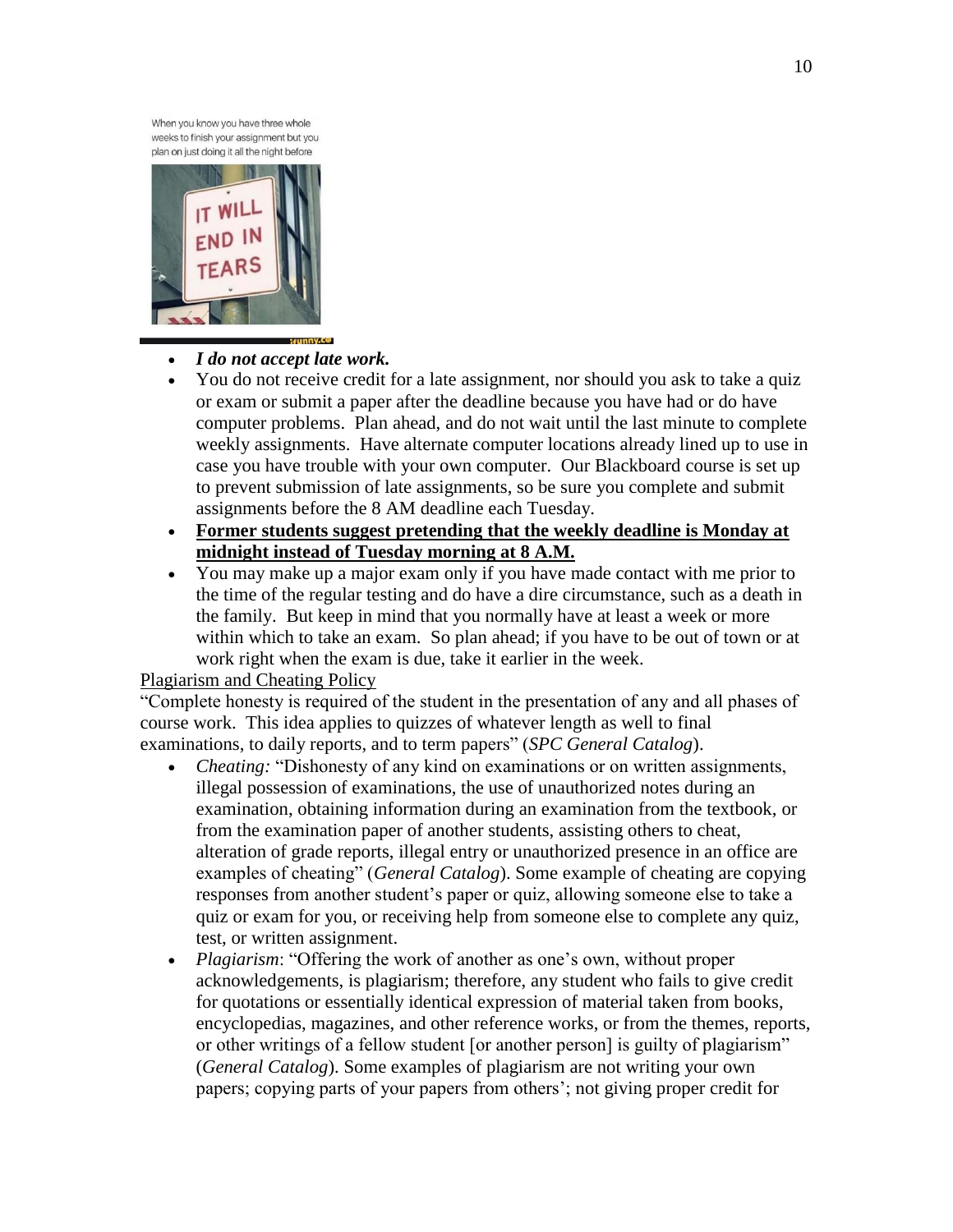- ***I do not accept late work.***
- You do not receive credit for a late assignment, nor should you ask to take a quiz or exam or submit a paper after the deadline because you have had or do have computer problems. Plan ahead, and do not wait until the last minute to complete weekly assignments. Have alternate computer locations already lined up to use in case you have trouble with your own computer. Our Blackboard course is set up to prevent submission of late assignments, so be sure you complete and submit assignments before the 8 AM deadline each Tuesday.
- <u>**Former students suggest pretending that the weekly deadline is Monday at midnight instead of Tuesday morning at 8 A.M.**</u>
- You may make up a major exam only if you have made contact with me prior to the time of the regular testing and do have a dire circumstance, such as a death in the family. But keep in mind that you normally have at least a week or more within which to take an exam. So plan ahead; if you have to be out of town or at work right when the exam is due, take it earlier in the week.

<u>Plagiarism and Cheating Policy</u>

"Complete honesty is required of the student in the presentation of any and all phases of course work. This idea applies to quizzes of whatever length as well to final examinations, to daily reports, and to term papers" (*SPC General Catalog*).

- *Cheating:* "Dishonesty of any kind on examinations or on written assignments, illegal possession of examinations, the use of unauthorized notes during an examination, obtaining information during an examination from the textbook, or from the examination paper of another students, assisting others to cheat, alteration of grade reports, illegal entry or unauthorized presence in an office are examples of cheating" (*General Catalog*). Some example of cheating are copying responses from another student's paper or quiz, allowing someone else to take a quiz or exam for you, or receiving help from someone else to complete any quiz, test, or written assignment.
- *Plagiarism*: "Offering the work of another as one's own, without proper acknowledgements, is plagiarism; therefore, any student who fails to give credit for quotations or essentially identical expression of material taken from books, encyclopedias, magazines, and other reference works, or from the themes, reports, or other writings of a fellow student [or another person] is guilty of plagiarism" (*General Catalog*). Some examples of plagiarism are not writing your own papers; copying parts of your papers from others'; not giving proper credit for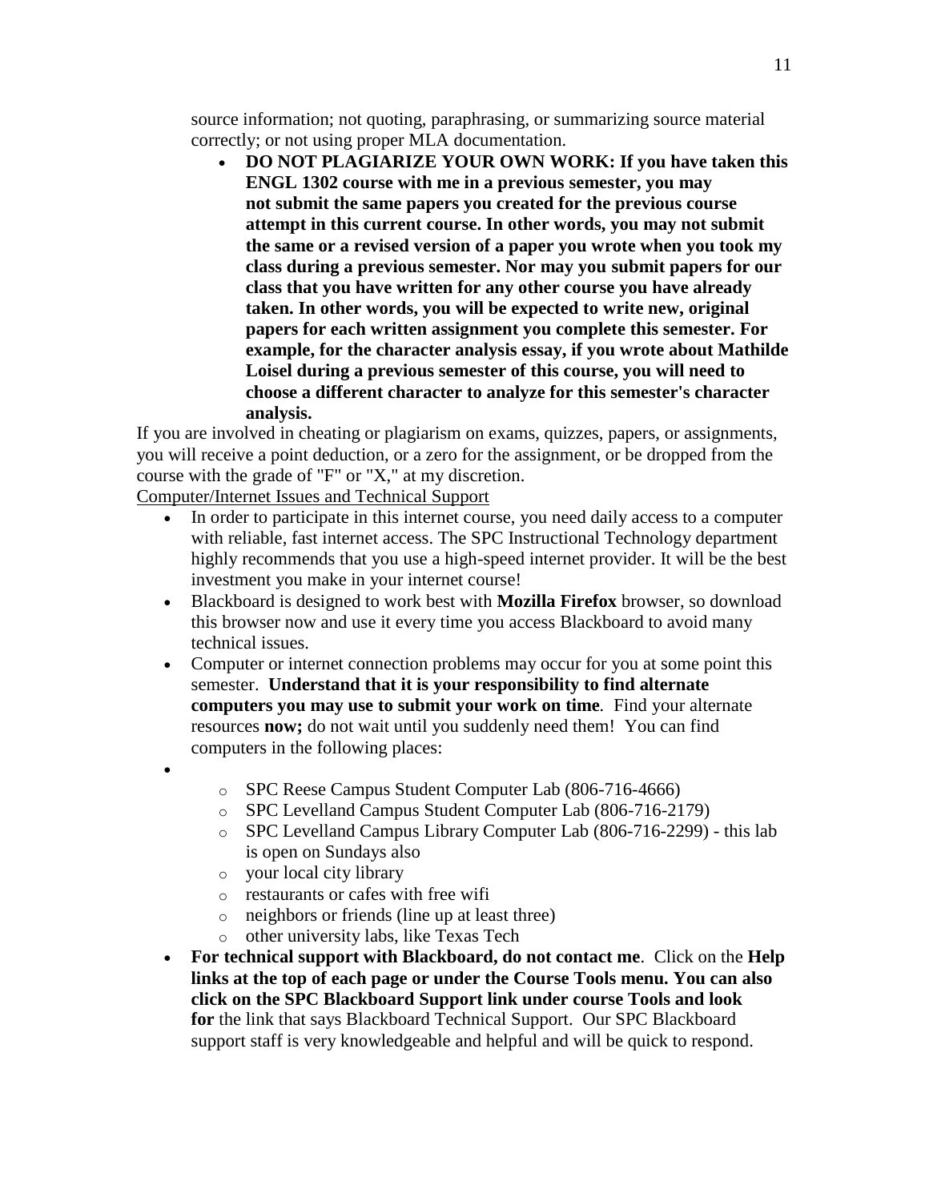source information; not quoting, paraphrasing, or summarizing source material correctly; or not using proper MLA documentation.

- **DO NOT PLAGIARIZE YOUR OWN WORK: If you have taken this ENGL 1302 course with me in a previous semester, you may not submit the same papers you created for the previous course attempt in this current course. In other words, you may not submit the same or a revised version of a paper you wrote when you took my class during a previous semester. Nor may you submit papers for our class that you have written for any other course you have already taken. In other words, you will be expected to write new, original papers for each written assignment you complete this semester. For example, for the character analysis essay, if you wrote about Mathilde Loisel during a previous semester of this course, you will need to choose a different character to analyze for this semester's character analysis.**

If you are involved in cheating or plagiarism on exams, quizzes, papers, or assignments, you will receive a point deduction, or a zero for the assignment, or be dropped from the course with the grade of "F" or "X," at my discretion.

Computer/Internet Issues and Technical Support

- In order to participate in this internet course, you need daily access to a computer with reliable, fast internet access. The SPC Instructional Technology department highly recommends that you use a high-speed internet provider. It will be the best investment you make in your internet course!
- Blackboard is designed to work best with **Mozilla Firefox** browser, so download this browser now and use it every time you access Blackboard to avoid many technical issues.
- Computer or internet connection problems may occur for you at some point this semester. **Understand that it is your responsibility to find alternate computers you may use to submit your work on time**. Find your alternate resources **now;** do not wait until you suddenly need them! You can find computers in the following places:
- 
  - SPC Reese Campus Student Computer Lab (806-716-4666)
  - SPC Levelland Campus Student Computer Lab (806-716-2179)
  - SPC Levelland Campus Library Computer Lab (806-716-2299) - this lab is open on Sundays also
  - your local city library
  - restaurants or cafes with free wifi
  - neighbors or friends (line up at least three)
  - other university labs, like Texas Tech
- **For technical support with Blackboard, do not contact me**. Click on the **Help links at the top of each page or under the Course Tools menu. You can also click on the SPC Blackboard Support link under course Tools and look for** the link that says Blackboard Technical Support. Our SPC Blackboard support staff is very knowledgeable and helpful and will be quick to respond.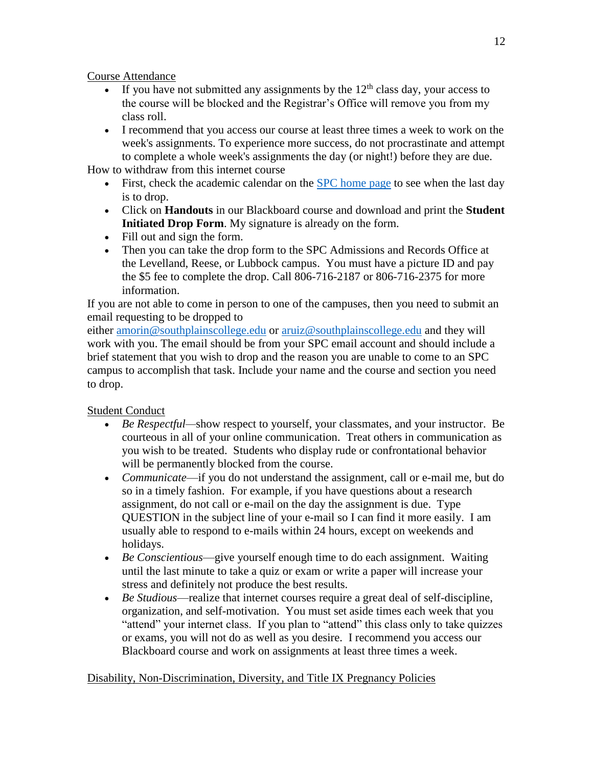Course Attendance

- If you have not submitted any assignments by the 12th class day, your access to the course will be blocked and the Registrar's Office will remove you from my class roll.
- I recommend that you access our course at least three times a week to work on the week's assignments. To experience more success, do not procrastinate and attempt to complete a whole week's assignments the day (or night!) before they are due.

How to withdraw from this internet course

- First, check the academic calendar on the [SPC home page](SPC home page) to see when the last day is to drop.
- Click on **Handouts** in our Blackboard course and download and print the **Student Initiated Drop Form**. My signature is already on the form.
- Fill out and sign the form.
- Then you can take the drop form to the SPC Admissions and Records Office at the Levelland, Reese, or Lubbock campus. You must have a picture ID and pay the $5 fee to complete the drop. Call 806-716-2187 or 806-716-2375 for more information.

If you are not able to come in person to one of the campuses, then you need to submit an email requesting to be dropped to either amorin@southplainscollege.edu or aruiz@southplainscollege.edu and they will work with you. The email should be from your SPC email account and should include a brief statement that you wish to drop and the reason you are unable to come to an SPC campus to accomplish that task. Include your name and the course and section you need to drop.

Student Conduct

- *Be Respectful*—show respect to yourself, your classmates, and your instructor. Be courteous in all of your online communication. Treat others in communication as you wish to be treated. Students who display rude or confrontational behavior will be permanently blocked from the course.
- *Communicate*—if you do not understand the assignment, call or e-mail me, but do so in a timely fashion. For example, if you have questions about a research assignment, do not call or e-mail on the day the assignment is due. Type QUESTION in the subject line of your e-mail so I can find it more easily. I am usually able to respond to e-mails within 24 hours, except on weekends and holidays.
- *Be Conscientious*—give yourself enough time to do each assignment. Waiting until the last minute to take a quiz or exam or write a paper will increase your stress and definitely not produce the best results.
- *Be Studious*—realize that internet courses require a great deal of self-discipline, organization, and self-motivation. You must set aside times each week that you "attend" your internet class. If you plan to "attend" this class only to take quizzes or exams, you will not do as well as you desire. I recommend you access our Blackboard course and work on assignments at least three times a week.

Disability, Non-Discrimination, Diversity, and Title IX Pregnancy Policies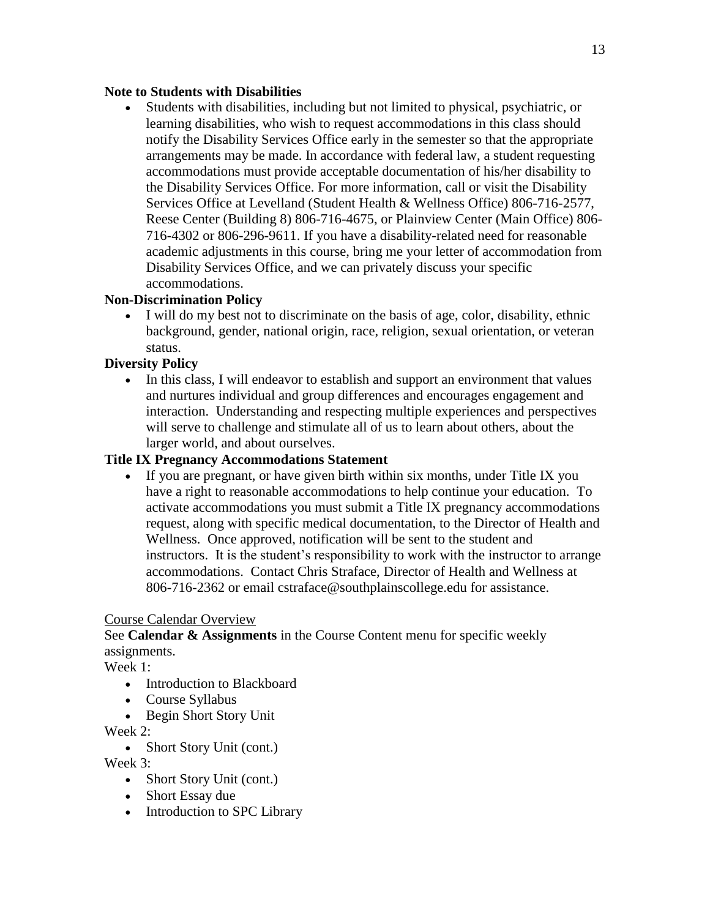**Note to Students with Disabilities**

- Students with disabilities, including but not limited to physical, psychiatric, or learning disabilities, who wish to request accommodations in this class should notify the Disability Services Office early in the semester so that the appropriate arrangements may be made. In accordance with federal law, a student requesting accommodations must provide acceptable documentation of his/her disability to the Disability Services Office. For more information, call or visit the Disability Services Office at Levelland (Student Health & Wellness Office) 806-716-2577, Reese Center (Building 8) 806-716-4675, or Plainview Center (Main Office) 806-716-4302 or 806-296-9611. If you have a disability-related need for reasonable academic adjustments in this course, bring me your letter of accommodation from Disability Services Office, and we can privately discuss your specific accommodations.

**Non-Discrimination Policy**

- I will do my best not to discriminate on the basis of age, color, disability, ethnic background, gender, national origin, race, religion, sexual orientation, or veteran status.

**Diversity Policy**

- In this class, I will endeavor to establish and support an environment that values and nurtures individual and group differences and encourages engagement and interaction. Understanding and respecting multiple experiences and perspectives will serve to challenge and stimulate all of us to learn about others, about the larger world, and about ourselves.

**Title IX Pregnancy Accommodations Statement**

- If you are pregnant, or have given birth within six months, under Title IX you have a right to reasonable accommodations to help continue your education. To activate accommodations you must submit a Title IX pregnancy accommodations request, along with specific medical documentation, to the Director of Health and Wellness. Once approved, notification will be sent to the student and instructors. It is the student's responsibility to work with the instructor to arrange accommodations. Contact Chris Straface, Director of Health and Wellness at 806-716-2362 or email cstraface@southplainscollege.edu for assistance.

<u>Course Calendar Overview</u>

See **Calendar & Assignments** in the Course Content menu for specific weekly assignments.

Week 1:

- Introduction to Blackboard
- Course Syllabus
- Begin Short Story Unit

Week 2:

- Short Story Unit (cont.)

Week 3:

- Short Story Unit (cont.)
- Short Essay due
- Introduction to SPC Library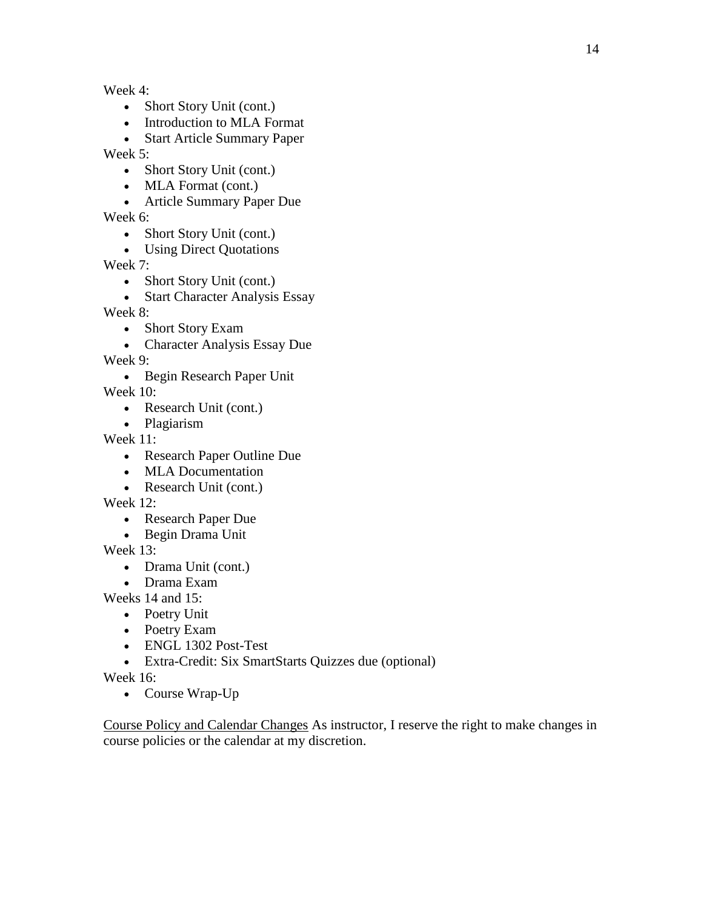Week 4:

- Short Story Unit (cont.)
- Introduction to MLA Format
- Start Article Summary Paper

Week 5:

- Short Story Unit (cont.)
- MLA Format (cont.)
- Article Summary Paper Due

Week 6:

- Short Story Unit (cont.)
- Using Direct Quotations

Week 7:

- Short Story Unit (cont.)
- Start Character Analysis Essay

Week 8:

- Short Story Exam
- Character Analysis Essay Due

Week 9:

- Begin Research Paper Unit

Week 10:

- Research Unit (cont.)
- Plagiarism

Week 11:

- Research Paper Outline Due
- MLA Documentation
- Research Unit (cont.)

Week 12:

- Research Paper Due
- Begin Drama Unit

Week 13:

- Drama Unit (cont.)
- Drama Exam

Weeks 14 and 15:

- Poetry Unit
- Poetry Exam
- ENGL 1302 Post-Test
- Extra-Credit: Six SmartStarts Quizzes due (optional)

Week 16:

- Course Wrap-Up

<u>Course Policy and Calendar Changes</u> As instructor, I reserve the right to make changes in course policies or the calendar at my discretion.